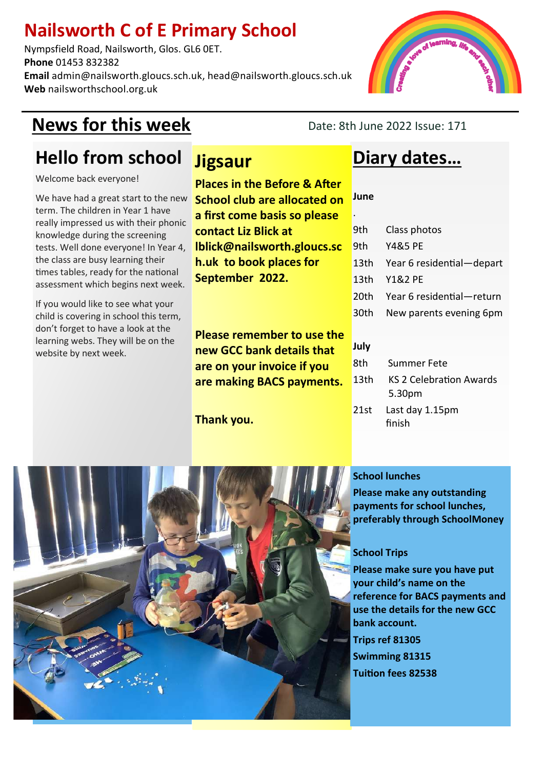# Nailsworth C of E Primary School

Nympsfield Road, Nailsworth, Glos. GL6 0ET.
**Phone** 01453 832382
**Email** admin@nailsworth.gloucs.sch.uk, head@nailsworth.gloucs.sch.uk
**Web** nailsworthschool.org.uk

## News for this week

Date: 8th June 2022 Issue: 171

## Hello from school

Welcome back everyone!

We have had a great start to the new term. The children in Year 1 have really impressed us with their phonic knowledge during the screening tests. Well done everyone! In Year 4, the class are busy learning their times tables, ready for the national assessment which begins next week.

If you would like to see what your child is covering in school this term, don't forget to have a look at the learning webs. They will be on the website by next week.

## Jigsaur

**Places in the Before & After School club are allocated on a first come basis so please contact Liz Blick at lblick@nailsworth.gloucs.sch.uk to book places for September 2022.**

**Please remember to use the new GCC bank details that are on your invoice if you are making BACS payments.**

**Thank you.**

## Diary dates…

**June**

| | |
|---|---|
| 9th | Class photos |
| 9th | Y4&5 PE |
| 13th | Year 6 residential—depart |
| 13th | Y1&2 PE |
| 20th | Year 6 residential—return |
| 30th | New parents evening 6pm |

**July**

| | |
|---|---|
| 8th | Summer Fete |
| 13th | KS 2 Celebration Awards 5.30pm |
| 21st | Last day 1.15pm finish |

**School lunches**

**Please make any outstanding payments for school lunches, preferably through SchoolMoney**

**School Trips**

**Please make sure you have put your child's name on the reference for BACS payments and use the details for the new GCC bank account.**

**Trips ref 81305**

**Swimming 81315**

**Tuition fees 82538**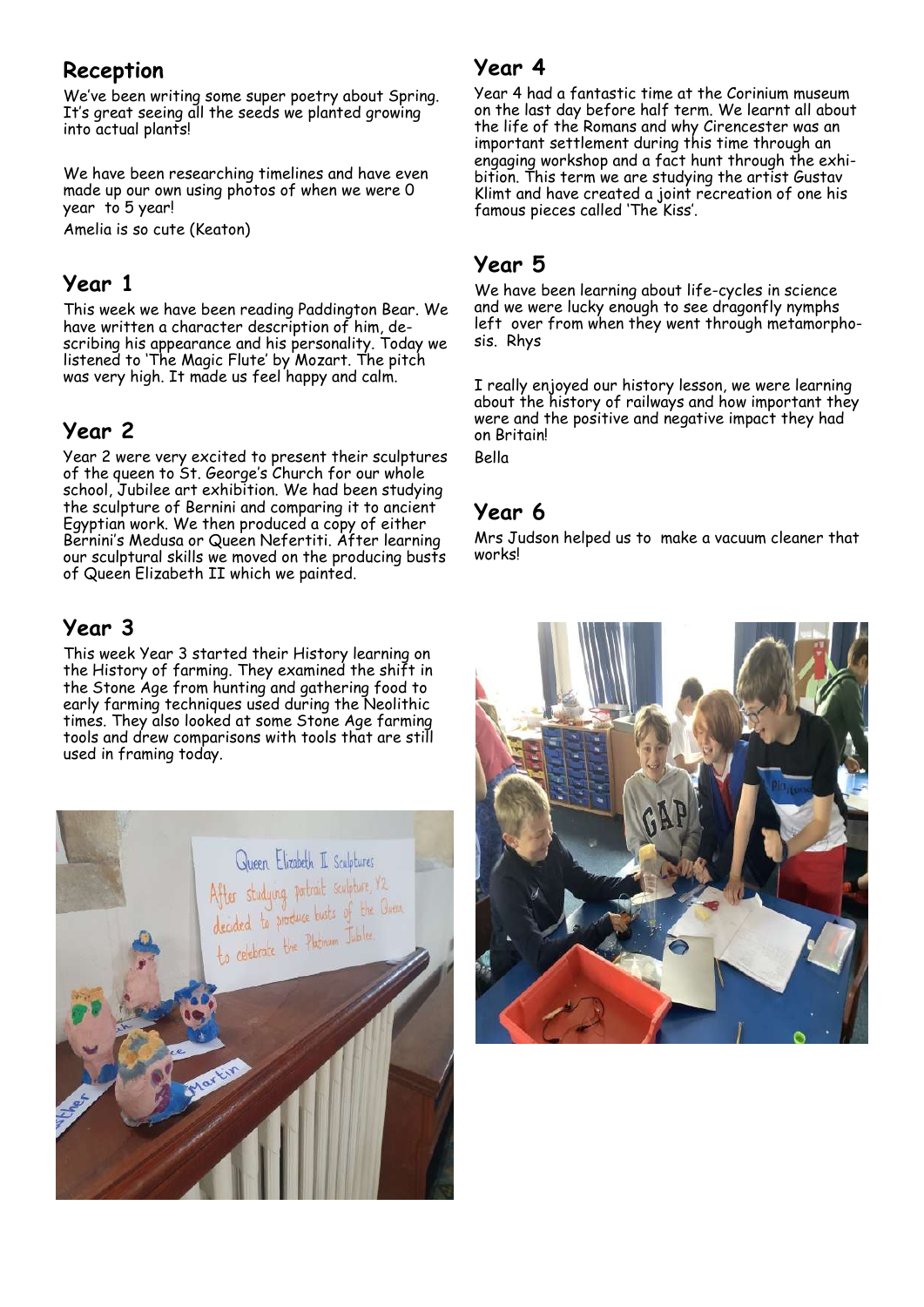## Reception

We've been writing some super poetry about Spring. It's great seeing all the seeds we planted growing into actual plants!

We have been researching timelines and have even made up our own using photos of when we were 0 year to 5 year!

Amelia is so cute (Keaton)

## Year 1

This week we have been reading Paddington Bear. We have written a character description of him, describing his appearance and his personality. Today we listened to 'The Magic Flute' by Mozart. The pitch was very high. It made us feel happy and calm.

## Year 2

Year 2 were very excited to present their sculptures of the queen to St. George's Church for our whole school, Jubilee art exhibition. We had been studying the sculpture of Bernini and comparing it to ancient Egyptian work. We then produced a copy of either Bernini's Medusa or Queen Nefertiti. After learning our sculptural skills we moved on the producing busts of Queen Elizabeth II which we painted.

## Year 3

This week Year 3 started their History learning on the History of farming. They examined the shift in the Stone Age from hunting and gathering food to early farming techniques used during the Neolithic times. They also looked at some Stone Age farming tools and drew comparisons with tools that are still used in framing today.

## Year 4

Year 4 had a fantastic time at the Corinium museum on the last day before half term. We learnt all about the life of the Romans and why Cirencester was an important settlement during this time through an engaging workshop and a fact hunt through the exhibition. This term we are studying the artist Gustav Klimt and have created a joint recreation of one his famous pieces called 'The Kiss'.

## Year 5

We have been learning about life-cycles in science and we were lucky enough to see dragonfly nymphs left over from when they went through metamorphosis. Rhys

I really enjoyed our history lesson, we were learning about the history of railways and how important they were and the positive and negative impact they had on Britain!

Bella

## Year 6

Mrs Judson helped us to make a vacuum cleaner that works!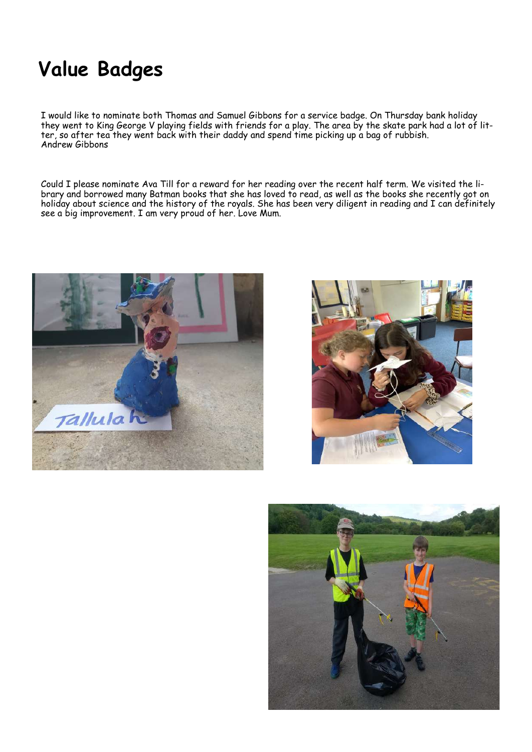# Value Badges

I would like to nominate both Thomas and Samuel Gibbons for a service badge. On Thursday bank holiday they went to King George V playing fields with friends for a play. The area by the skate park had a lot of litter, so after tea they went back with their daddy and spend time picking up a bag of rubbish.
Andrew Gibbons

Could I please nominate Ava Till for a reward for her reading over the recent half term. We visited the library and borrowed many Batman books that she has loved to read, as well as the books she recently got on holiday about science and the history of the royals. She has been very diligent in reading and I can definitely see a big improvement. I am very proud of her. Love Mum.